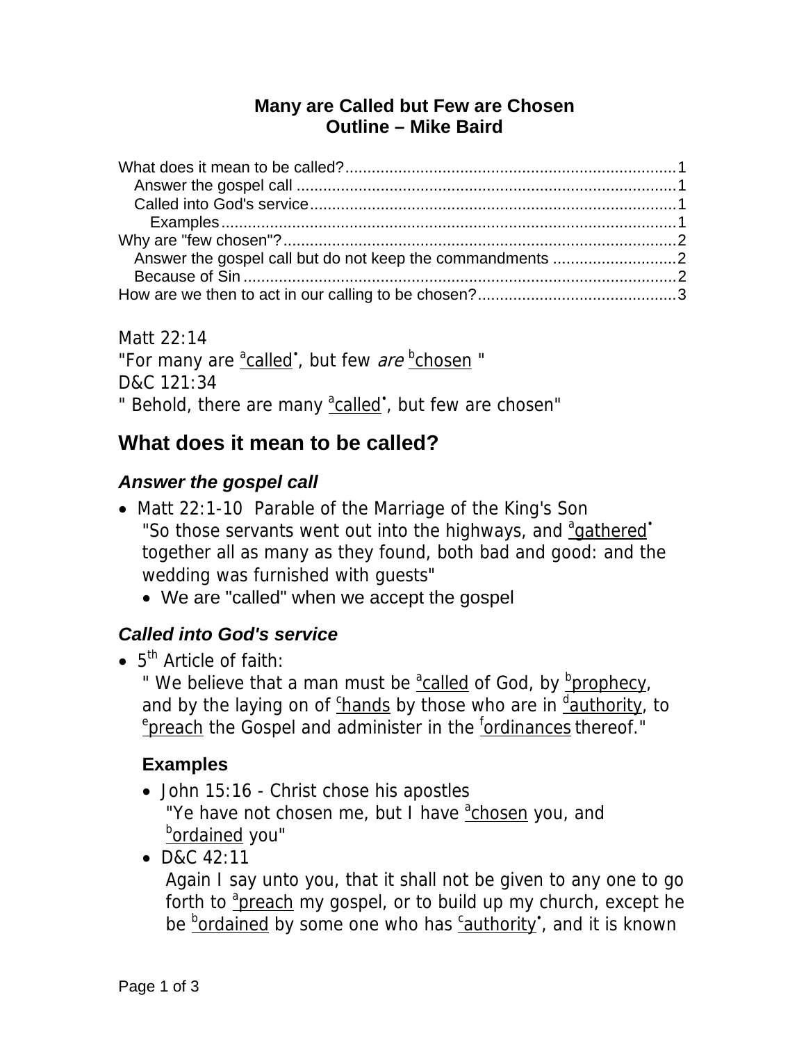**Many are Called but Few are Chosen**
**Outline – Mike Baird**

What does it mean to be called? 1
- Answer the gospel call 1
- Called into God's service 1
  - Examples 1

Why are "few chosen"? 2
- Answer the gospel call but do not keep the commandments 2
- Because of Sin 2

How are we then to act in our calling to be chosen? 3

Matt 22:14
"For many are [a]called•, but few *are* [b]chosen "
D&C 121:34
" Behold, there are many [a]called•, but few are chosen"

## What does it mean to be called?

### *Answer the gospel call*

- Matt 22:1-10 Parable of the Marriage of the King's Son
  "So those servants went out into the highways, and [a]gathered• together all as many as they found, both bad and good: and the wedding was furnished with guests"
  - We are "called" when we accept the gospel

### *Called into God's service*

- 5th Article of faith:
  " We believe that a man must be [a]called of God, by [b]prophecy, and by the laying on of [c]hands by those who are in [d]authority, to [e]preach the Gospel and administer in the [f]ordinances thereof."

#### Examples

- John 15:16 - Christ chose his apostles
  "Ye have not chosen me, but I have [a]chosen you, and [b]ordained you"
- D&C 42:11
  Again I say unto you, that it shall not be given to any one to go forth to [a]preach my gospel, or to build up my church, except he be [b]ordained by some one who has [c]authority•, and it is known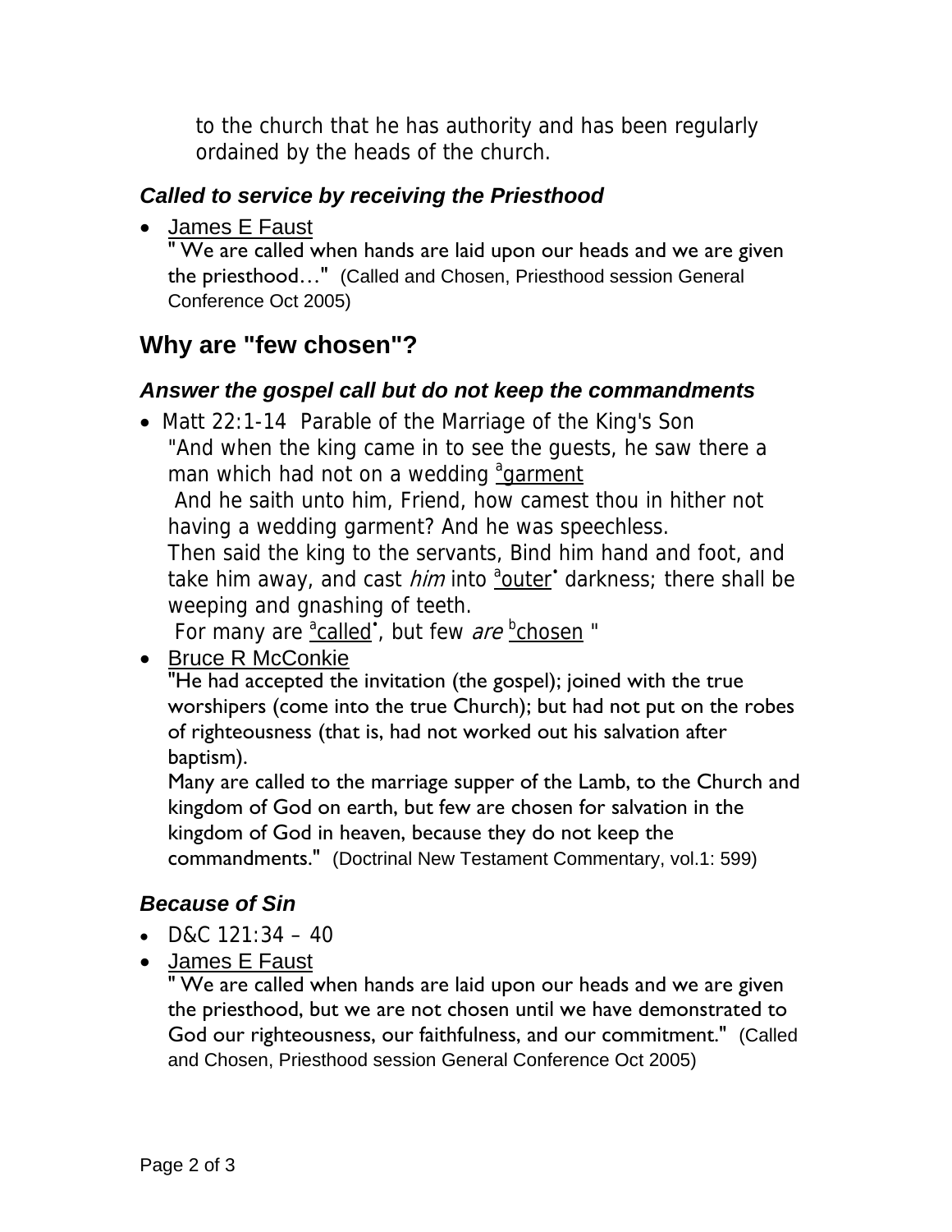to the church that he has authority and has been regularly ordained by the heads of the church.

### *Called to service by receiving the Priesthood*

- James E Faust
  " We are called when hands are laid upon our heads and we are given the priesthood…" (Called and Chosen, Priesthood session General Conference Oct 2005)

## Why are "few chosen"?

### *Answer the gospel call but do not keep the commandments*

- Matt 22:1-14 Parable of the Marriage of the King's Son
  "And when the king came in to see the guests, he saw there a man which had not on a wedding [a]garment
  And he saith unto him, Friend, how camest thou in hither not having a wedding garment? And he was speechless.
  Then said the king to the servants, Bind him hand and foot, and take him away, and cast *him* into [a]outer• darkness; there shall be weeping and gnashing of teeth.
  For many are [a]called•, but few *are* [b]chosen "
- Bruce R McConkie
  "He had accepted the invitation (the gospel); joined with the true worshipers (come into the true Church); but had not put on the robes of righteousness (that is, had not worked out his salvation after baptism).
  Many are called to the marriage supper of the Lamb, to the Church and kingdom of God on earth, but few are chosen for salvation in the kingdom of God in heaven, because they do not keep the commandments." (Doctrinal New Testament Commentary, vol.1: 599)

### *Because of Sin*

- D&C 121:34 – 40
- James E Faust
  " We are called when hands are laid upon our heads and we are given the priesthood, but we are not chosen until we have demonstrated to God our righteousness, our faithfulness, and our commitment." (Called and Chosen, Priesthood session General Conference Oct 2005)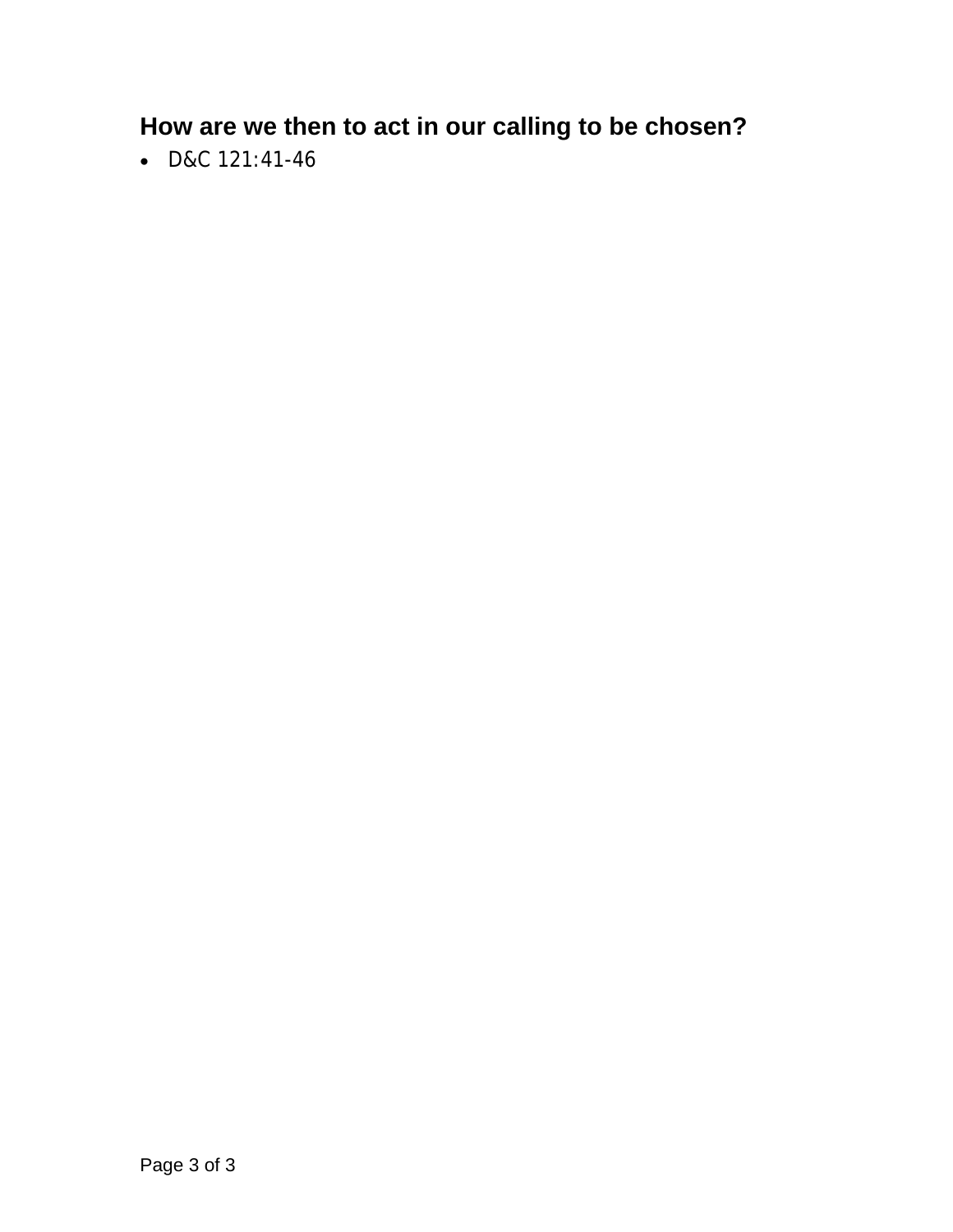## How are we then to act in our calling to be chosen?

- D&C 121:41-46